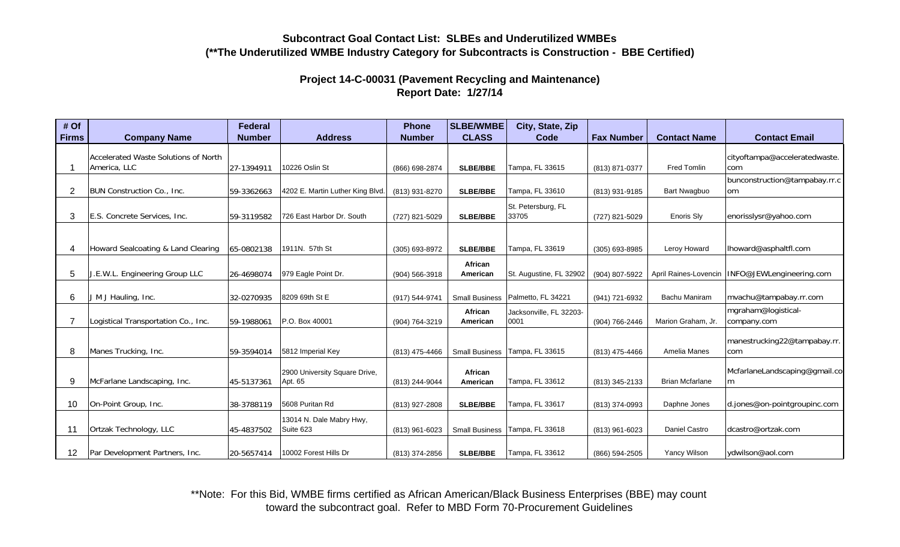**Subcontract Goal Contact List: SLBEs and Underutilized WMBEs**
**(**The Underutilized WMBE Industry Category for Subcontracts is Construction - BBE Certified)**

**Project 14-C-00031 (Pavement Recycling and Maintenance)**
**Report Date: 1/27/14**

| # Of Firms | Company Name | Federal Number | Address | Phone Number | SLBE/WMBE CLASS | City, State, Zip Code | Fax Number | Contact Name | Contact Email |
|---|---|---|---|---|---|---|---|---|---|
| 1 | Accelerated Waste Solutions of North America, LLC | 27-1394911 | 10226 Oslin St | (866) 698-2874 | SLBE/BBE | Tampa, FL 33615 | (813) 871-0377 | Fred Tomlin | cityoftampa@acceleratedwaste.com |
| 2 | BUN Construction Co., Inc. | 59-3362663 | 4202 E. Martin Luther King Blvd. | (813) 931-8270 | SLBE/BBE | Tampa, FL 33610 | (813) 931-9185 | Bart Nwagbuo | bunconstruction@tampabay.rr.com |
| 3 | E.S. Concrete Services, Inc. | 59-3119582 | 726 East Harbor Dr. South | (727) 821-5029 | SLBE/BBE | St. Petersburg, FL 33705 | (727) 821-5029 | Enoris Sly | enorisslysr@yahoo.com |
| 4 | Howard Sealcoating & Land Clearing | 65-0802138 | 1911N. 57th St | (305) 693-8972 | SLBE/BBE | Tampa, FL 33619 | (305) 693-8985 | Leroy Howard | lhoward@asphaltfl.com |
| 5 | J.E.W.L. Engineering Group LLC | 26-4698074 | 979 Eagle Point Dr. | (904) 566-3918 | African American | St. Augustine, FL 32902 | (904) 807-5922 | April Raines-Lovencin | INFO@JEWLengineering.com |
| 6 | J M J Hauling, Inc. | 32-0270935 | 8209 69th St E | (917) 544-9741 | Small Business | Palmetto, FL 34221 | (941) 721-6932 | Bachu Maniram | mvachu@tampabay.rr.com |
| 7 | Logistical Transportation Co., Inc. | 59-1988061 | P.O. Box 40001 | (904) 764-3219 | African American | Jacksonville, FL 32203-0001 | (904) 766-2446 | Marion Graham, Jr. | mgraham@logistical-company.com |
| 8 | Manes Trucking, Inc. | 59-3594014 | 5812 Imperial Key | (813) 475-4466 | Small Business | Tampa, FL 33615 | (813) 475-4466 | Amelia Manes | manestrucking22@tampabay.rr.com |
| 9 | McFarlane Landscaping, Inc. | 45-5137361 | 2900 University Square Drive, Apt. 65 | (813) 244-9044 | African American | Tampa, FL 33612 | (813) 345-2133 | Brian Mcfarlane | McfarlaneLandscaping@gmail.com |
| 10 | On-Point Group, Inc. | 38-3788119 | 5608 Puritan Rd | (813) 927-2808 | SLBE/BBE | Tampa, FL 33617 | (813) 374-0993 | Daphne Jones | d.jones@on-pointgroupinc.com |
| 11 | Ortzak Technology, LLC | 45-4837502 | 13014 N. Dale Mabry Hwy, Suite 623 | (813) 961-6023 | Small Business | Tampa, FL 33618 | (813) 961-6023 | Daniel Castro | dcastro@ortzak.com |
| 12 | Par Development Partners, Inc. | 20-5657414 | 10002 Forest Hills Dr | (813) 374-2856 | SLBE/BBE | Tampa, FL 33612 | (866) 594-2505 | Yancy Wilson | ydwilson@aol.com |

**Note: For this Bid, WMBE firms certified as African American/Black Business Enterprises (BBE) may count toward the subcontract goal. Refer to MBD Form 70-Procurement Guidelines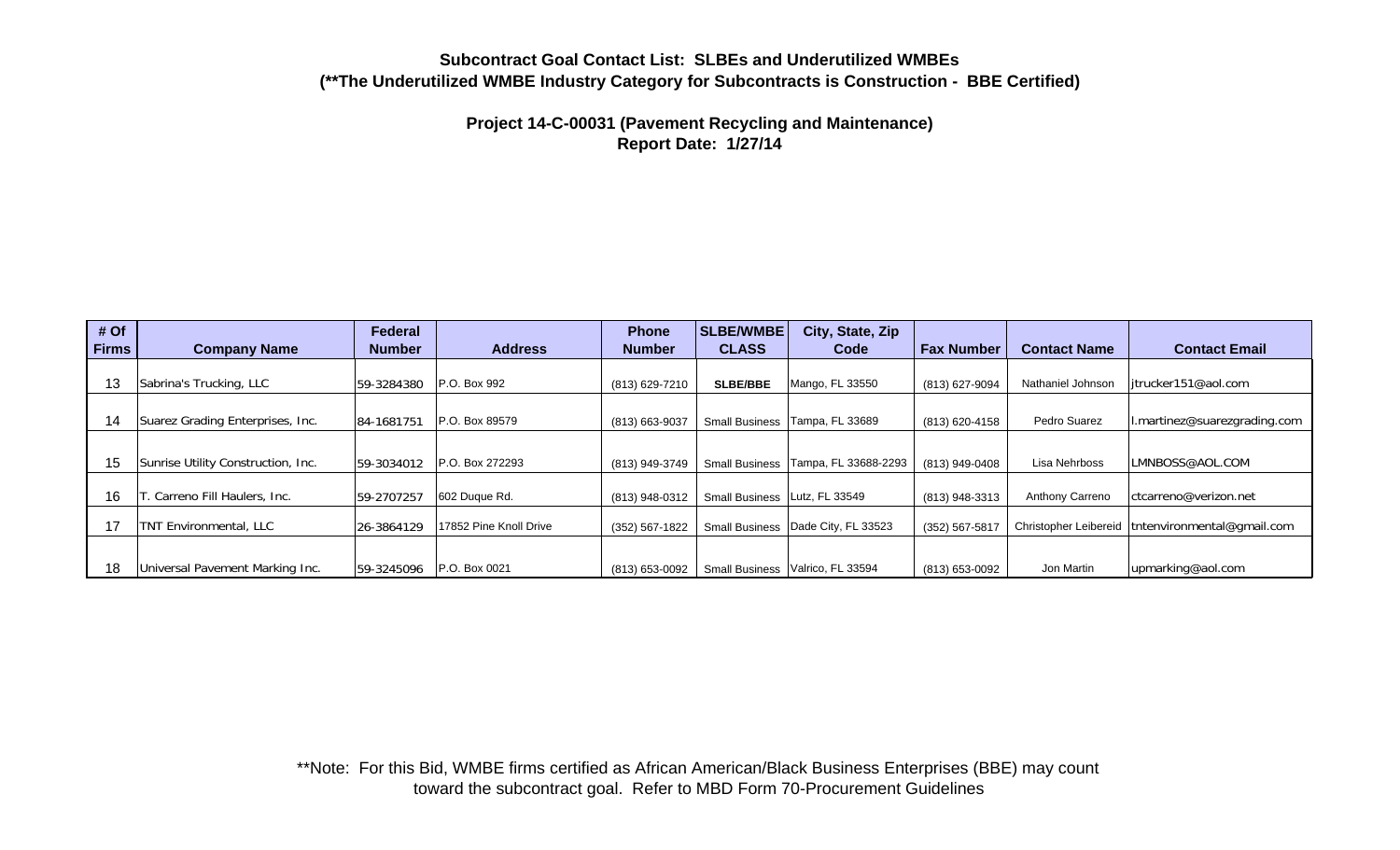**Subcontract Goal Contact List: SLBEs and Underutilized WMBEs**
**(**The Underutilized WMBE Industry Category for Subcontracts is Construction - BBE Certified)**

**Project 14-C-00031 (Pavement Recycling and Maintenance)**
**Report Date: 1/27/14**

| # Of Firms | Company Name | Federal Number | Address | Phone Number | SLBE/WMBE CLASS | City, State, Zip Code | Fax Number | Contact Name | Contact Email |
|---|---|---|---|---|---|---|---|---|---|
| 13 | Sabrina's Trucking, LLC | 59-3284380 | P.O. Box 992 | (813) 629-7210 | SLBE/BBE | Mango, FL 33550 | (813) 627-9094 | Nathaniel Johnson | jtrucker151@aol.com |
| 14 | Suarez Grading Enterprises, Inc. | 84-1681751 | P.O. Box 89579 | (813) 663-9037 | Small Business | Tampa, FL 33689 | (813) 620-4158 | Pedro Suarez | l.martinez@suarezgrading.com |
| 15 | Sunrise Utility Construction, Inc. | 59-3034012 | P.O. Box 272293 | (813) 949-3749 | Small Business | Tampa, FL 33688-2293 | (813) 949-0408 | Lisa Nehrboss | LMNBOSS@AOL.COM |
| 16 | T. Carreno Fill Haulers, Inc. | 59-2707257 | 602 Duque Rd. | (813) 948-0312 | Small Business | Lutz, FL 33549 | (813) 948-3313 | Anthony Carreno | ctcarreno@verizon.net |
| 17 | TNT Environmental, LLC | 26-3864129 | 17852 Pine Knoll Drive | (352) 567-1822 | Small Business | Dade City, FL 33523 | (352) 567-5817 | Christopher Leibereid | tntenvironmental@gmail.com |
| 18 | Universal Pavement Marking Inc. | 59-3245096 | P.O. Box 0021 | (813) 653-0092 | Small Business | Valrico, FL 33594 | (813) 653-0092 | Jon Martin | upmarking@aol.com |

**Note: For this Bid, WMBE firms certified as African American/Black Business Enterprises (BBE) may count toward the subcontract goal. Refer to MBD Form 70-Procurement Guidelines